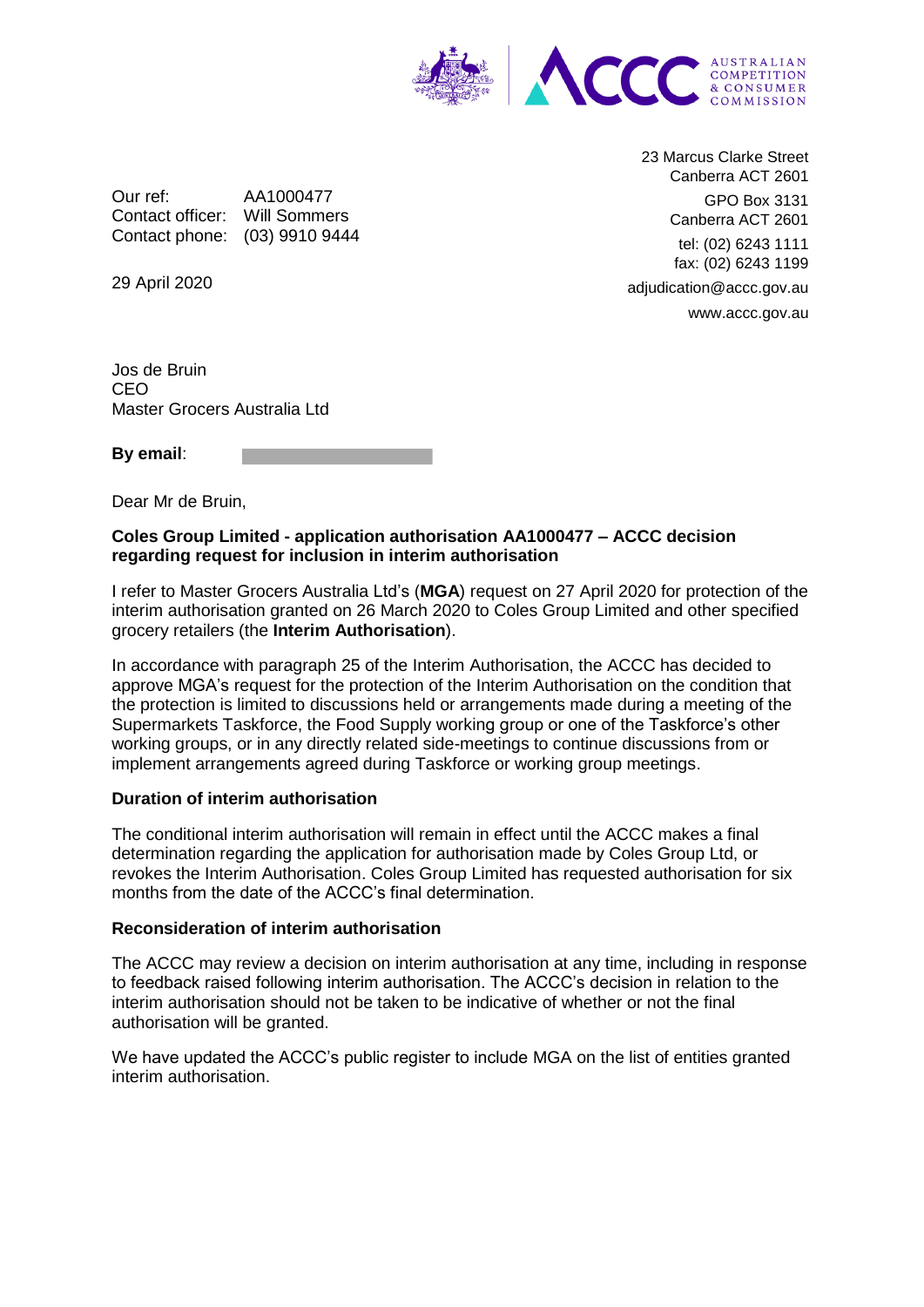23 Marcus Clarke Street
Canberra ACT 2601

GPO Box 3131
Canberra ACT 2601

tel: (02) 6243 1111
fax: (02) 6243 1199

adjudication@accc.gov.au

www.accc.gov.au

Our ref: AA1000477
Contact officer: Will Sommers
Contact phone: (03) 9910 9444

29 April 2020

Jos de Bruin
CEO
Master Grocers Australia Ltd

**By email**:

Dear Mr de Bruin,

**Coles Group Limited - application authorisation AA1000477 – ACCC decision regarding request for inclusion in interim authorisation**

I refer to Master Grocers Australia Ltd's (**MGA**) request on 27 April 2020 for protection of the interim authorisation granted on 26 March 2020 to Coles Group Limited and other specified grocery retailers (the **Interim Authorisation**).

In accordance with paragraph 25 of the Interim Authorisation, the ACCC has decided to approve MGA's request for the protection of the Interim Authorisation on the condition that the protection is limited to discussions held or arrangements made during a meeting of the Supermarkets Taskforce, the Food Supply working group or one of the Taskforce's other working groups, or in any directly related side-meetings to continue discussions from or implement arrangements agreed during Taskforce or working group meetings.

**Duration of interim authorisation**

The conditional interim authorisation will remain in effect until the ACCC makes a final determination regarding the application for authorisation made by Coles Group Ltd, or revokes the Interim Authorisation. Coles Group Limited has requested authorisation for six months from the date of the ACCC's final determination.

**Reconsideration of interim authorisation**

The ACCC may review a decision on interim authorisation at any time, including in response to feedback raised following interim authorisation. The ACCC's decision in relation to the interim authorisation should not be taken to be indicative of whether or not the final authorisation will be granted.

We have updated the ACCC's public register to include MGA on the list of entities granted interim authorisation.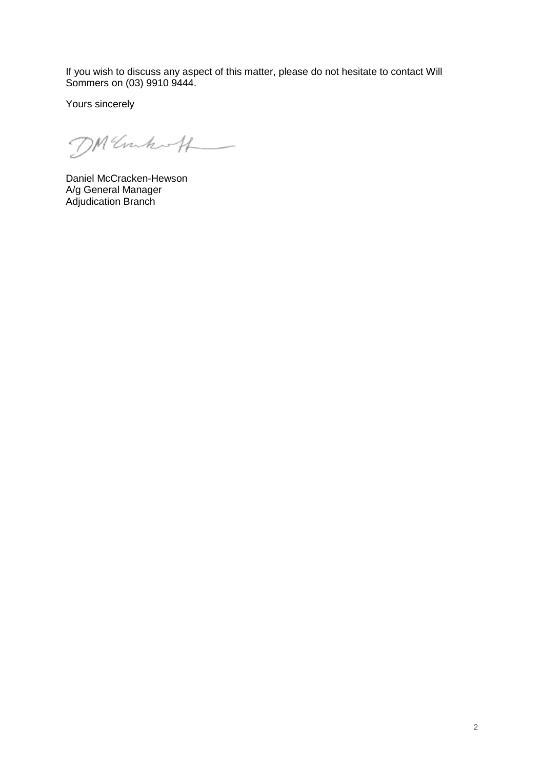If you wish to discuss any aspect of this matter, please do not hesitate to contact Will Sommers on (03) 9910 9444.

Yours sincerely

Daniel McCracken-Hewson
A/g General Manager
Adjudication Branch